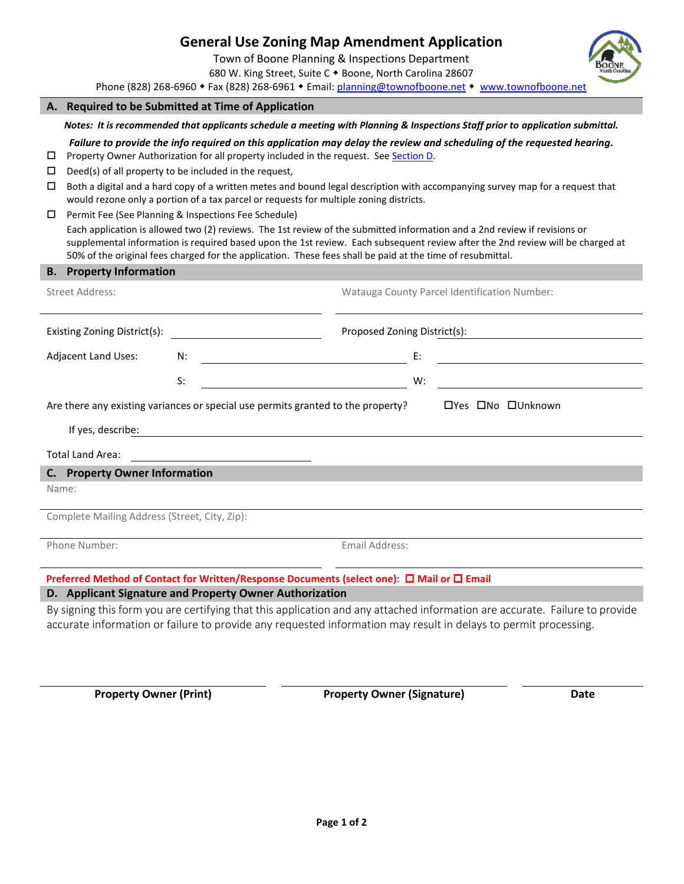# General Use Zoning Map Amendment Application

Town of Boone Planning & Inspections Department
680 W. King Street, Suite C ◆ Boone, North Carolina 28607
Phone (828) 268-6960 ◆ Fax (828) 268-6961 ◆ Email: planning@townofboone.net ◆ www.townofboone.net

## A. Required to be Submitted at Time of Application

***Notes: It is recommended that applicants schedule a meeting with Planning & Inspections Staff prior to application submittal.***

***Failure to provide the info required on this application may delay the review and scheduling of the requested hearing.***

- ☐ Property Owner Authorization for all property included in the request. See Section D.
- ☐ Deed(s) of all property to be included in the request,
- ☐ Both a digital and a hard copy of a written metes and bound legal description with accompanying survey map for a request that would rezone only a portion of a tax parcel or requests for multiple zoning districts.
- ☐ Permit Fee (See Planning & Inspections Fee Schedule)

  Each application is allowed two (2) reviews. The 1st review of the submitted information and a 2nd review if revisions or supplemental information is required based upon the 1st review. Each subsequent review after the 2nd review will be charged at 50% of the original fees charged for the application. These fees shall be paid at the time of resubmittal.

## B. Property Information

Street Address: ______________________ Watauga County Parcel Identification Number: ______________________

Existing Zoning District(s): ______________________ Proposed Zoning District(s): ______________________

Adjacent Land Uses: N: ______________________ E: ______________________

S: ______________________ W: ______________________

Are there any existing variances or special use permits granted to the property? ☐Yes ☐No ☐Unknown

If yes, describe: ______________________

Total Land Area: ______________________

## C. Property Owner Information

Name: ______________________

Complete Mailing Address (Street, City, Zip): ______________________

Phone Number: ______________________ Email Address: ______________________

**Preferred Method of Contact for Written/Response Documents (select one): ☐ Mail or ☐ Email**

## D. Applicant Signature and Property Owner Authorization

By signing this form you are certifying that this application and any attached information are accurate. Failure to provide accurate information or failure to provide any requested information may result in delays to permit processing.

| **Property Owner (Print)** | **Property Owner (Signature)** | **Date** |
|---|---|---|
| | | |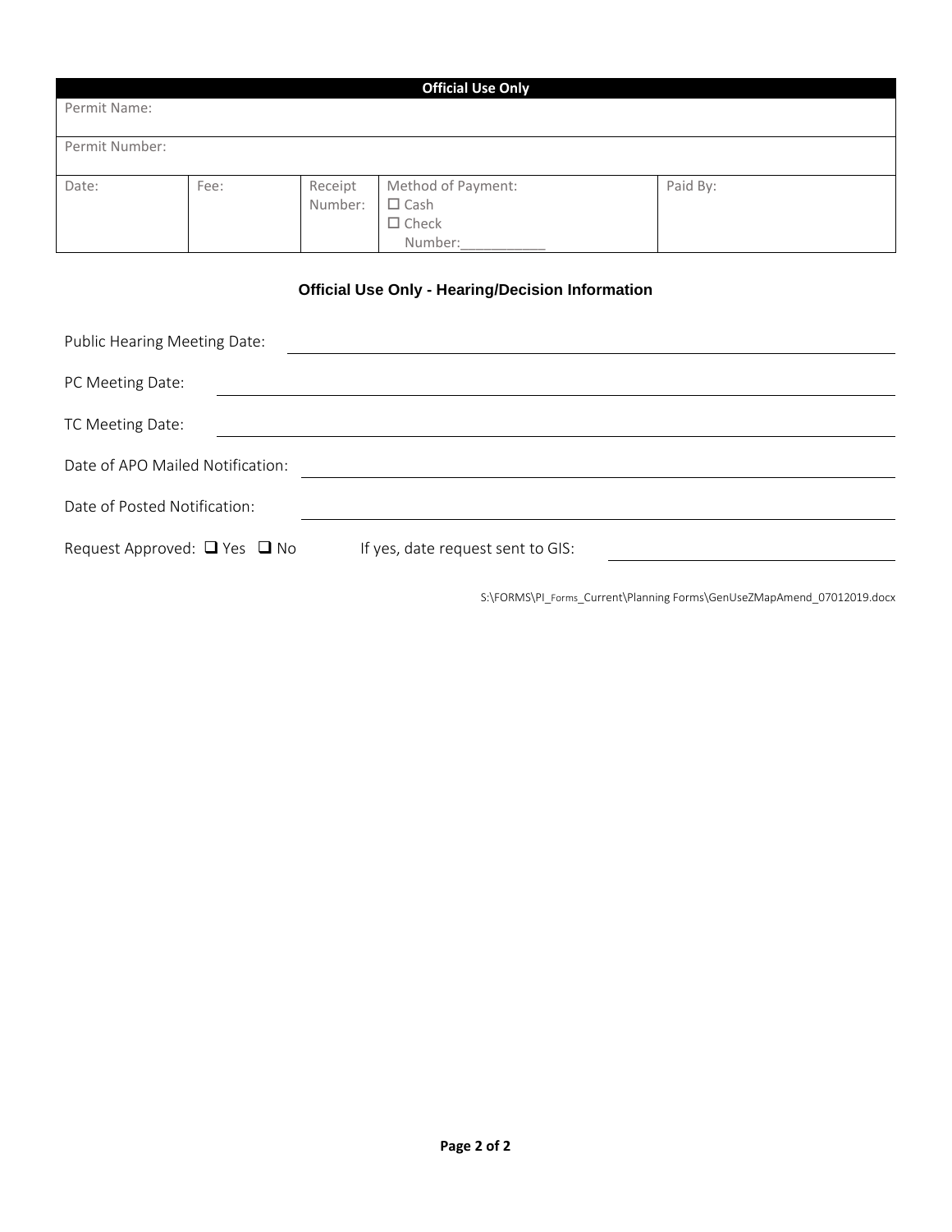| Official Use Only | | | | |
|---|---|---|---|---|
| Permit Name: | | | | |
| Permit Number: | | | | |
| Date: | Fee: | Receipt Number: | Method of Payment:<br>☐ Cash<br>☐ Check<br>Number:___________ | Paid By: |

### Official Use Only - Hearing/Decision Information

Public Hearing Meeting Date: ______________________________

PC Meeting Date: ______________________________

TC Meeting Date: ______________________________

Date of APO Mailed Notification: ______________________________

Date of Posted Notification: ______________________________

Request Approved: ☐ Yes ☐ No If yes, date request sent to GIS: ______________________________

S:\FORMS\PI_Forms_Current\Planning Forms\GenUseZMapAmend_07012019.docx